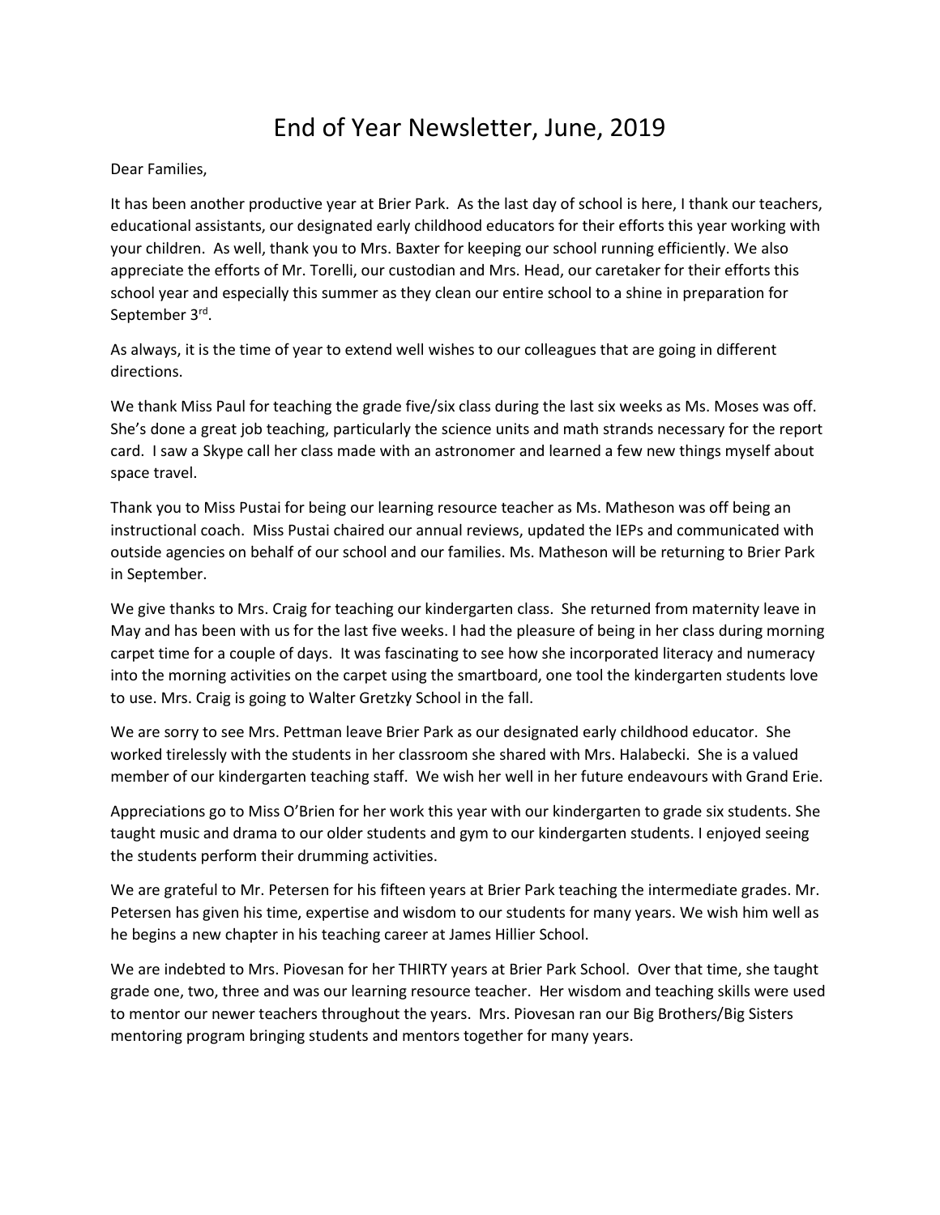# End of Year Newsletter, June, 2019

Dear Families,

It has been another productive year at Brier Park. As the last day of school is here, I thank our teachers, educational assistants, our designated early childhood educators for their efforts this year working with your children. As well, thank you to Mrs. Baxter for keeping our school running efficiently. We also appreciate the efforts of Mr. Torelli, our custodian and Mrs. Head, our caretaker for their efforts this school year and especially this summer as they clean our entire school to a shine in preparation for September 3rd.

As always, it is the time of year to extend well wishes to our colleagues that are going in different directions.

We thank Miss Paul for teaching the grade five/six class during the last six weeks as Ms. Moses was off. She's done a great job teaching, particularly the science units and math strands necessary for the report card. I saw a Skype call her class made with an astronomer and learned a few new things myself about space travel.

Thank you to Miss Pustai for being our learning resource teacher as Ms. Matheson was off being an instructional coach. Miss Pustai chaired our annual reviews, updated the IEPs and communicated with outside agencies on behalf of our school and our families. Ms. Matheson will be returning to Brier Park in September.

We give thanks to Mrs. Craig for teaching our kindergarten class. She returned from maternity leave in May and has been with us for the last five weeks. I had the pleasure of being in her class during morning carpet time for a couple of days. It was fascinating to see how she incorporated literacy and numeracy into the morning activities on the carpet using the smartboard, one tool the kindergarten students love to use. Mrs. Craig is going to Walter Gretzky School in the fall.

We are sorry to see Mrs. Pettman leave Brier Park as our designated early childhood educator. She worked tirelessly with the students in her classroom she shared with Mrs. Halabecki. She is a valued member of our kindergarten teaching staff. We wish her well in her future endeavours with Grand Erie.

Appreciations go to Miss O'Brien for her work this year with our kindergarten to grade six students. She taught music and drama to our older students and gym to our kindergarten students. I enjoyed seeing the students perform their drumming activities.

We are grateful to Mr. Petersen for his fifteen years at Brier Park teaching the intermediate grades. Mr. Petersen has given his time, expertise and wisdom to our students for many years. We wish him well as he begins a new chapter in his teaching career at James Hillier School.

We are indebted to Mrs. Piovesan for her THIRTY years at Brier Park School. Over that time, she taught grade one, two, three and was our learning resource teacher. Her wisdom and teaching skills were used to mentor our newer teachers throughout the years. Mrs. Piovesan ran our Big Brothers/Big Sisters mentoring program bringing students and mentors together for many years.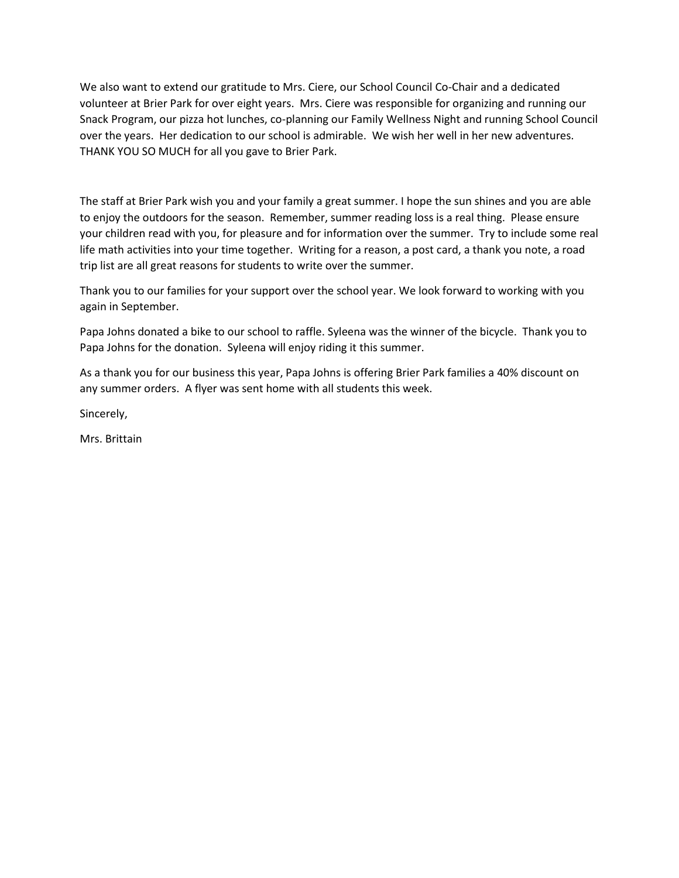We also want to extend our gratitude to Mrs. Ciere, our School Council Co-Chair and a dedicated volunteer at Brier Park for over eight years. Mrs. Ciere was responsible for organizing and running our Snack Program, our pizza hot lunches, co-planning our Family Wellness Night and running School Council over the years. Her dedication to our school is admirable. We wish her well in her new adventures. THANK YOU SO MUCH for all you gave to Brier Park.

The staff at Brier Park wish you and your family a great summer. I hope the sun shines and you are able to enjoy the outdoors for the season. Remember, summer reading loss is a real thing. Please ensure your children read with you, for pleasure and for information over the summer. Try to include some real life math activities into your time together. Writing for a reason, a post card, a thank you note, a road trip list are all great reasons for students to write over the summer.

Thank you to our families for your support over the school year. We look forward to working with you again in September.

Papa Johns donated a bike to our school to raffle. Syleena was the winner of the bicycle. Thank you to Papa Johns for the donation. Syleena will enjoy riding it this summer.

As a thank you for our business this year, Papa Johns is offering Brier Park families a 40% discount on any summer orders. A flyer was sent home with all students this week.

Sincerely,

Mrs. Brittain